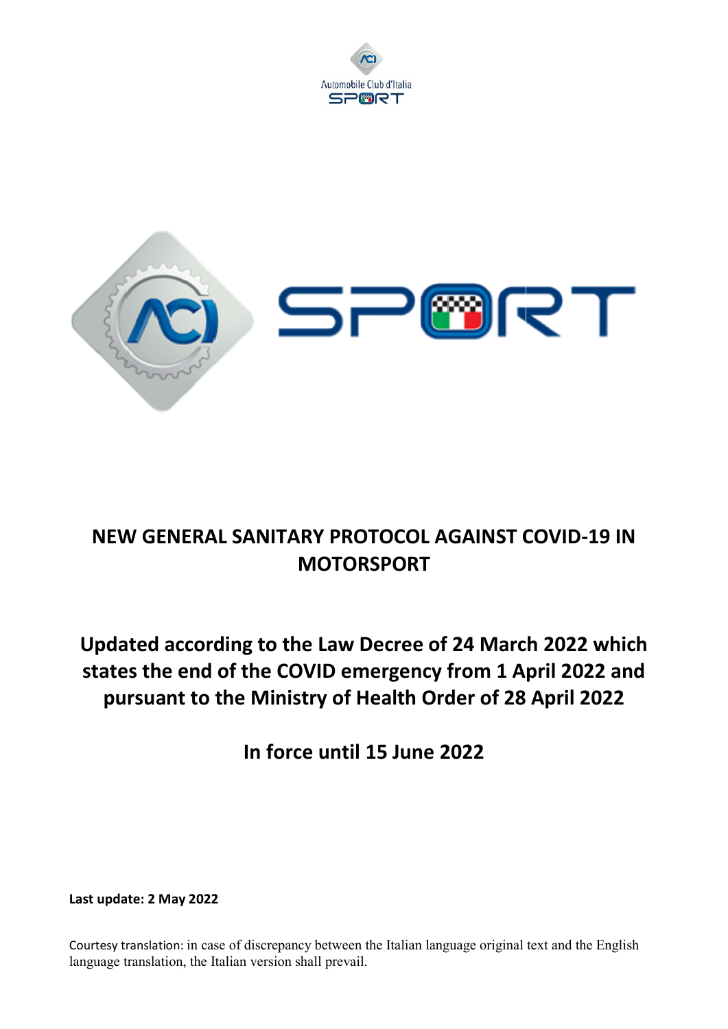# NEW GENERAL SANITARY PROTOCOL AGAINST COVID-19 IN MOTORSPORT

## Updated according to the Law Decree of 24 March 2022 which states the end of the COVID emergency from 1 April 2022 and pursuant to the Ministry of Health Order of 28 April 2022

## In force until 15 June 2022

**Last update: 2 May 2022**

Courtesy translation: in case of discrepancy between the Italian language original text and the English language translation, the Italian version shall prevail.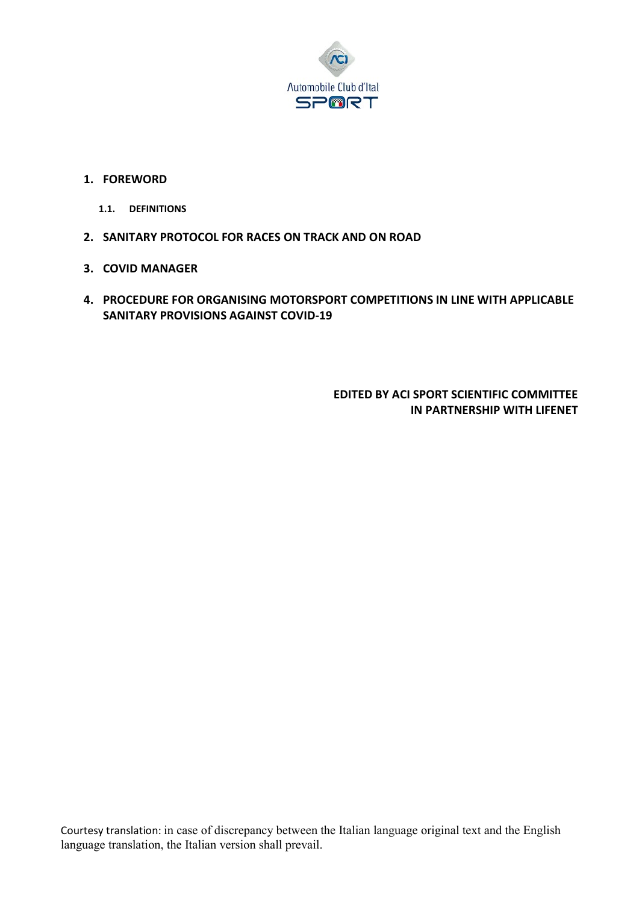1. **FOREWORD**
   1.1. **DEFINITIONS**
2. **SANITARY PROTOCOL FOR RACES ON TRACK AND ON ROAD**
3. **COVID MANAGER**
4. **PROCEDURE FOR ORGANISING MOTORSPORT COMPETITIONS IN LINE WITH APPLICABLE SANITARY PROVISIONS AGAINST COVID-19**

**EDITED BY ACI SPORT SCIENTIFIC COMMITTEE**
**IN PARTNERSHIP WITH LIFENET**

Courtesy translation: in case of discrepancy between the Italian language original text and the English language translation, the Italian version shall prevail.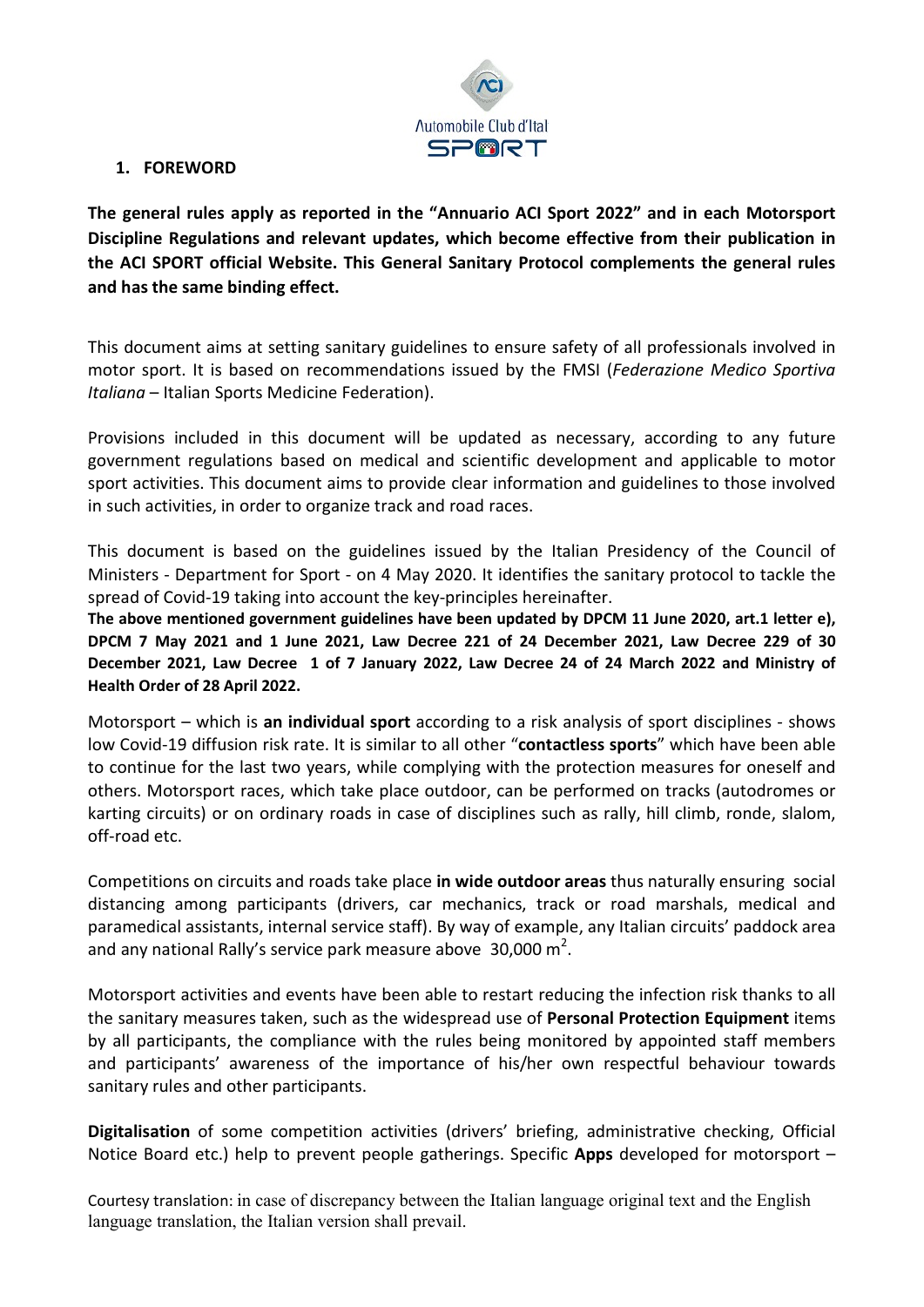## 1. FOREWORD

**The general rules apply as reported in the "Annuario ACI Sport 2022" and in each Motorsport Discipline Regulations and relevant updates, which become effective from their publication in the ACI SPORT official Website. This General Sanitary Protocol complements the general rules and has the same binding effect.**

This document aims at setting sanitary guidelines to ensure safety of all professionals involved in motor sport. It is based on recommendations issued by the FMSI (*Federazione Medico Sportiva Italiana* – Italian Sports Medicine Federation).

Provisions included in this document will be updated as necessary, according to any future government regulations based on medical and scientific development and applicable to motor sport activities. This document aims to provide clear information and guidelines to those involved in such activities, in order to organize track and road races.

This document is based on the guidelines issued by the Italian Presidency of the Council of Ministers - Department for Sport - on 4 May 2020. It identifies the sanitary protocol to tackle the spread of Covid-19 taking into account the key-principles hereinafter.
**The above mentioned government guidelines have been updated by DPCM 11 June 2020, art.1 letter e), DPCM 7 May 2021 and 1 June 2021, Law Decree 221 of 24 December 2021, Law Decree 229 of 30 December 2021, Law Decree 1 of 7 January 2022, Law Decree 24 of 24 March 2022 and Ministry of Health Order of 28 April 2022.**

Motorsport – which is **an individual sport** according to a risk analysis of sport disciplines - shows low Covid-19 diffusion risk rate. It is similar to all other "**contactless sports**" which have been able to continue for the last two years, while complying with the protection measures for oneself and others. Motorsport races, which take place outdoor, can be performed on tracks (autodromes or karting circuits) or on ordinary roads in case of disciplines such as rally, hill climb, ronde, slalom, off-road etc.

Competitions on circuits and roads take place **in wide outdoor areas** thus naturally ensuring social distancing among participants (drivers, car mechanics, track or road marshals, medical and paramedical assistants, internal service staff). By way of example, any Italian circuits' paddock area and any national Rally's service park measure above 30,000 $m^2$.

Motorsport activities and events have been able to restart reducing the infection risk thanks to all the sanitary measures taken, such as the widespread use of **Personal Protection Equipment** items by all participants, the compliance with the rules being monitored by appointed staff members and participants' awareness of the importance of his/her own respectful behaviour towards sanitary rules and other participants.

**Digitalisation** of some competition activities (drivers' briefing, administrative checking, Official Notice Board etc.) help to prevent people gatherings. Specific **Apps** developed for motorsport –

Courtesy translation: in case of discrepancy between the Italian language original text and the English language translation, the Italian version shall prevail.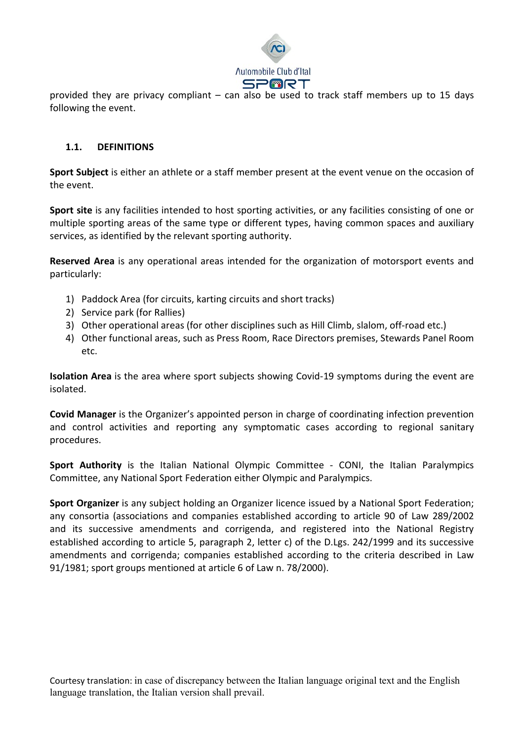provided they are privacy compliant – can also be used to track staff members up to 15 days following the event.

### 1.1. DEFINITIONS

**Sport Subject** is either an athlete or a staff member present at the event venue on the occasion of the event.

**Sport site** is any facilities intended to host sporting activities, or any facilities consisting of one or multiple sporting areas of the same type or different types, having common spaces and auxiliary services, as identified by the relevant sporting authority.

**Reserved Area** is any operational areas intended for the organization of motorsport events and particularly:

1) Paddock Area (for circuits, karting circuits and short tracks)
2) Service park (for Rallies)
3) Other operational areas (for other disciplines such as Hill Climb, slalom, off-road etc.)
4) Other functional areas, such as Press Room, Race Directors premises, Stewards Panel Room etc.

**Isolation Area** is the area where sport subjects showing Covid-19 symptoms during the event are isolated.

**Covid Manager** is the Organizer's appointed person in charge of coordinating infection prevention and control activities and reporting any symptomatic cases according to regional sanitary procedures.

**Sport Authority** is the Italian National Olympic Committee - CONI, the Italian Paralympics Committee, any National Sport Federation either Olympic and Paralympics.

**Sport Organizer** is any subject holding an Organizer licence issued by a National Sport Federation; any consortia (associations and companies established according to article 90 of Law 289/2002 and its successive amendments and corrigenda, and registered into the National Registry established according to article 5, paragraph 2, letter c) of the D.Lgs. 242/1999 and its successive amendments and corrigenda; companies established according to the criteria described in Law 91/1981; sport groups mentioned at article 6 of Law n. 78/2000).

Courtesy translation: in case of discrepancy between the Italian language original text and the English language translation, the Italian version shall prevail.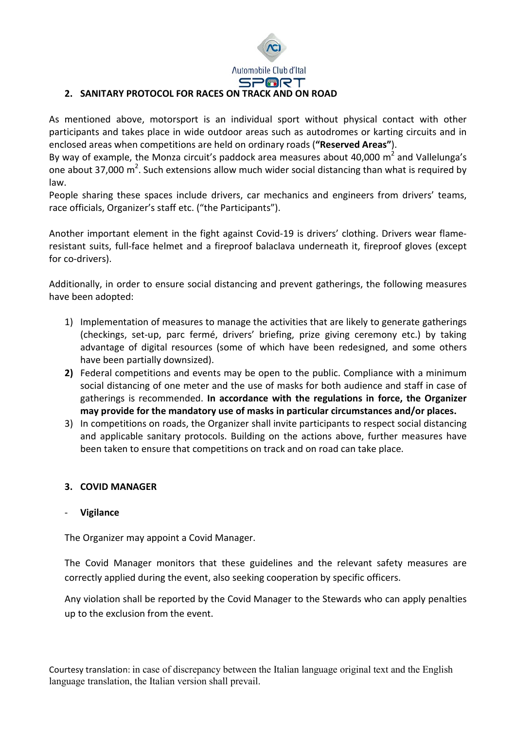## 2. SANITARY PROTOCOL FOR RACES ON TRACK AND ON ROAD

As mentioned above, motorsport is an individual sport without physical contact with other participants and takes place in wide outdoor areas such as autodromes or karting circuits and in enclosed areas when competitions are held on ordinary roads (**"Reserved Areas"**).
By way of example, the Monza circuit's paddock area measures about 40,000 $m^2$ and Vallelunga's one about 37,000 $m^2$. Such extensions allow much wider social distancing than what is required by law.
People sharing these spaces include drivers, car mechanics and engineers from drivers' teams, race officials, Organizer's staff etc. ("the Participants").

Another important element in the fight against Covid-19 is drivers' clothing. Drivers wear flame-resistant suits, full-face helmet and a fireproof balaclava underneath it, fireproof gloves (except for co-drivers).

Additionally, in order to ensure social distancing and prevent gatherings, the following measures have been adopted:

1) Implementation of measures to manage the activities that are likely to generate gatherings (checkings, set-up, parc fermé, drivers' briefing, prize giving ceremony etc.) by taking advantage of digital resources (some of which have been redesigned, and some others have been partially downsized).
2) Federal competitions and events may be open to the public. Compliance with a minimum social distancing of one meter and the use of masks for both audience and staff in case of gatherings is recommended. **In accordance with the regulations in force, the Organizer may provide for the mandatory use of masks in particular circumstances and/or places.**
3) In competitions on roads, the Organizer shall invite participants to respect social distancing and applicable sanitary protocols. Building on the actions above, further measures have been taken to ensure that competitions on track and on road can take place.

## 3. COVID MANAGER

- **Vigilance**

The Organizer may appoint a Covid Manager.

The Covid Manager monitors that these guidelines and the relevant safety measures are correctly applied during the event, also seeking cooperation by specific officers.

Any violation shall be reported by the Covid Manager to the Stewards who can apply penalties up to the exclusion from the event.

Courtesy translation: in case of discrepancy between the Italian language original text and the English language translation, the Italian version shall prevail.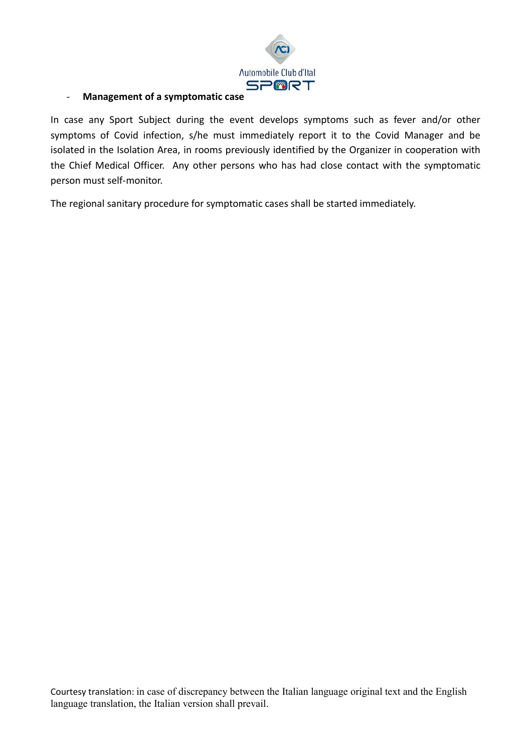- **Management of a symptomatic case**

In case any Sport Subject during the event develops symptoms such as fever and/or other symptoms of Covid infection, s/he must immediately report it to the Covid Manager and be isolated in the Isolation Area, in rooms previously identified by the Organizer in cooperation with the Chief Medical Officer. Any other persons who has had close contact with the symptomatic person must self-monitor.

The regional sanitary procedure for symptomatic cases shall be started immediately.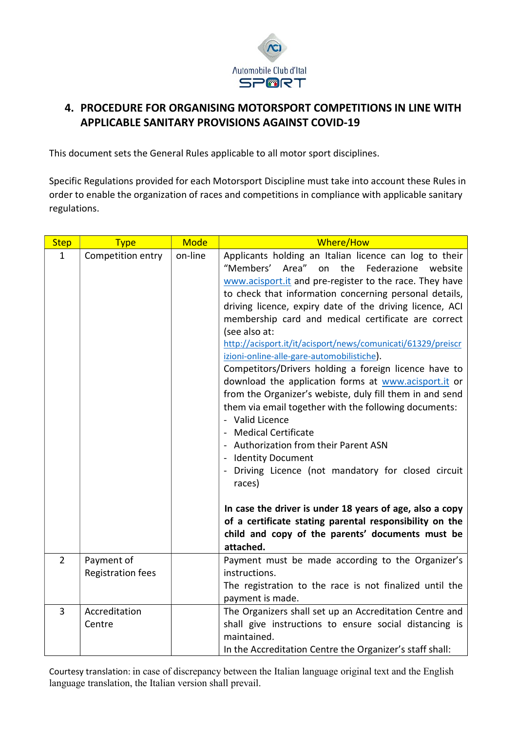## 4. PROCEDURE FOR ORGANISING MOTORSPORT COMPETITIONS IN LINE WITH APPLICABLE SANITARY PROVISIONS AGAINST COVID-19

This document sets the General Rules applicable to all motor sport disciplines.

Specific Regulations provided for each Motorsport Discipline must take into account these Rules in order to enable the organization of races and competitions in compliance with applicable sanitary regulations.

| Step | Type | Mode | Where/How |
|---|---|---|---|
| 1 | Competition entry | on-line | Applicants holding an Italian licence can log to their "Members' Area" on the Federazione website www.acisport.it and pre-register to the race. They have to check that information concerning personal details, driving licence, expiry date of the driving licence, ACI membership card and medical certificate are correct (see also at: http://acisport.it/it/acisport/news/comunicati/61329/preiscrizioni-online-alle-gare-automobilistiche).<br>Competitors/Drivers holding a foreign licence have to download the application forms at www.acisport.it or from the Organizer's webiste, duly fill them in and send them via email together with the following documents:<br>- Valid Licence<br>- Medical Certificate<br>- Authorization from their Parent ASN<br>- Identity Document<br>- Driving Licence (not mandatory for closed circuit races)<br><br>**In case the driver is under 18 years of age, also a copy of a certificate stating parental responsibility on the child and copy of the parents' documents must be attached.** |
| 2 | Payment of Registration fees | | Payment must be made according to the Organizer's instructions.<br>The registration to the race is not finalized until the payment is made. |
| 3 | Accreditation Centre | | The Organizers shall set up an Accreditation Centre and shall give instructions to ensure social distancing is maintained.<br>In the Accreditation Centre the Organizer's staff shall: |

Courtesy translation: in case of discrepancy between the Italian language original text and the English language translation, the Italian version shall prevail.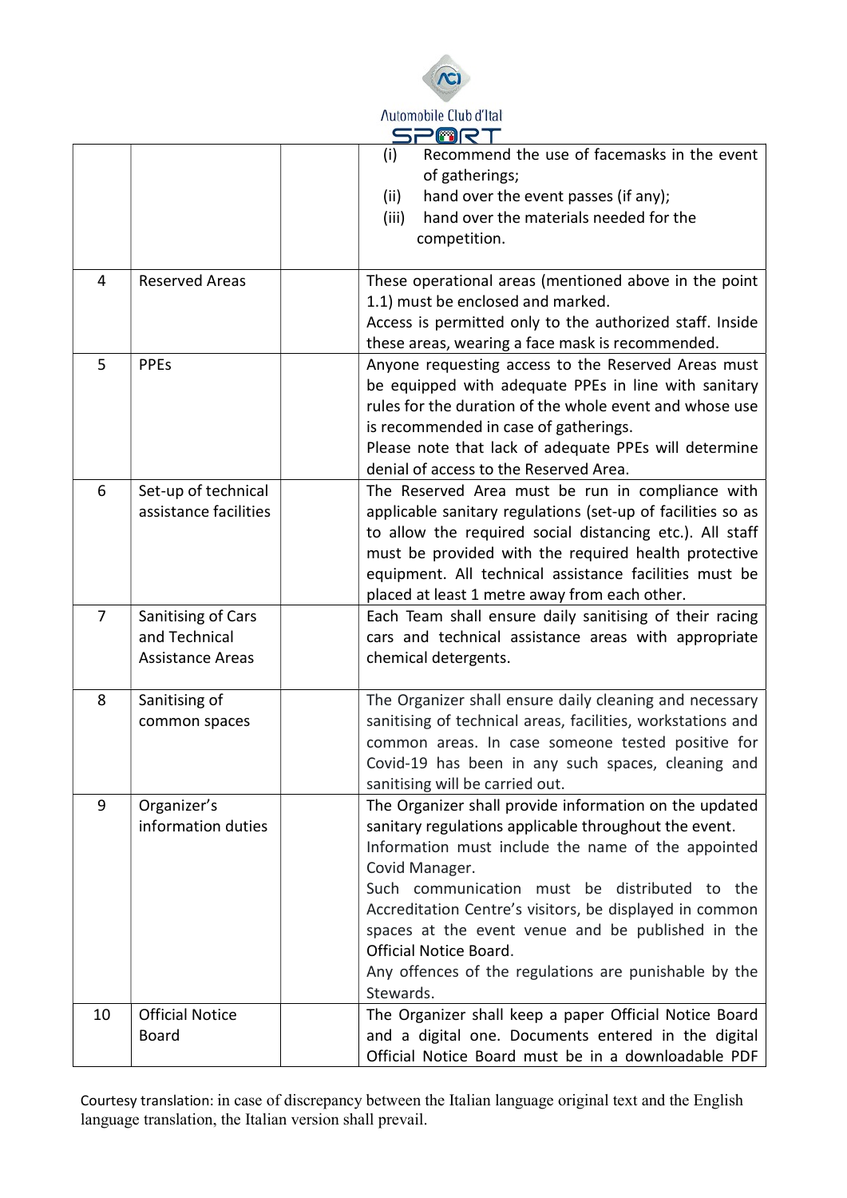| | | | |
|---|---|---|---|
| | | | (i) Recommend the use of facemasks in the event of gatherings;<br>(ii) hand over the event passes (if any);<br>(iii) hand over the materials needed for the competition. |
| 4 | Reserved Areas | | These operational areas (mentioned above in the point 1.1) must be enclosed and marked.<br>Access is permitted only to the authorized staff. Inside these areas, wearing a face mask is recommended. |
| 5 | PPEs | | Anyone requesting access to the Reserved Areas must be equipped with adequate PPEs in line with sanitary rules for the duration of the whole event and whose use is recommended in case of gatherings.<br>Please note that lack of adequate PPEs will determine denial of access to the Reserved Area. |
| 6 | Set-up of technical assistance facilities | | The Reserved Area must be run in compliance with applicable sanitary regulations (set-up of facilities so as to allow the required social distancing etc.). All staff must be provided with the required health protective equipment. All technical assistance facilities must be placed at least 1 metre away from each other. |
| 7 | Sanitising of Cars and Technical Assistance Areas | | Each Team shall ensure daily sanitising of their racing cars and technical assistance areas with appropriate chemical detergents. |
| 8 | Sanitising of common spaces | | The Organizer shall ensure daily cleaning and necessary sanitising of technical areas, facilities, workstations and common areas. In case someone tested positive for Covid-19 has been in any such spaces, cleaning and sanitising will be carried out. |
| 9 | Organizer's information duties | | The Organizer shall provide information on the updated sanitary regulations applicable throughout the event.<br>Information must include the name of the appointed Covid Manager.<br>Such communication must be distributed to the Accreditation Centre's visitors, be displayed in common spaces at the event venue and be published in the Official Notice Board.<br>Any offences of the regulations are punishable by the Stewards. |
| 10 | Official Notice Board | | The Organizer shall keep a paper Official Notice Board and a digital one. Documents entered in the digital Official Notice Board must be in a downloadable PDF |

Courtesy translation: in case of discrepancy between the Italian language original text and the English language translation, the Italian version shall prevail.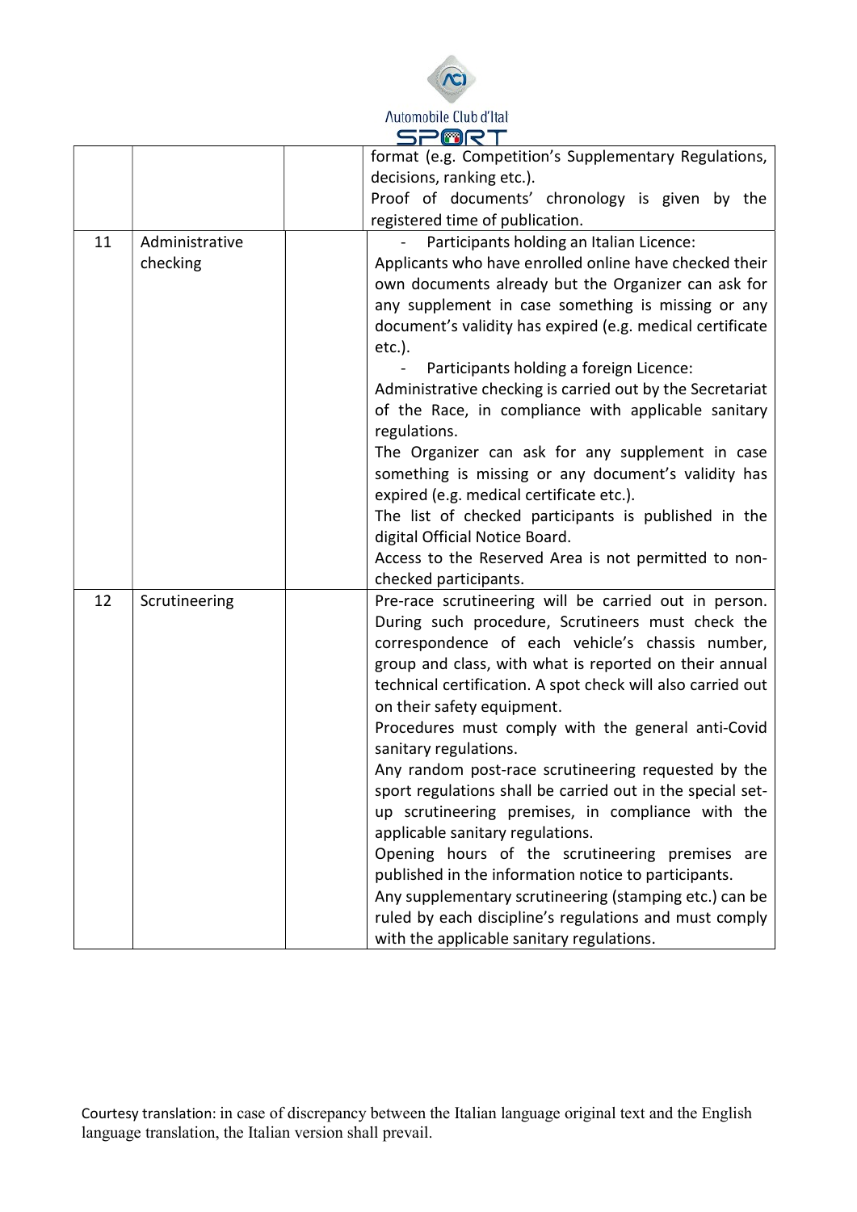| | | | |
|---|---|---|---|
| | | | format (e.g. Competition's Supplementary Regulations, decisions, ranking etc.).<br>Proof of documents' chronology is given by the registered time of publication. |
| 11 | Administrative checking | | - Participants holding an Italian Licence:<br>Applicants who have enrolled online have checked their own documents already but the Organizer can ask for any supplement in case something is missing or any document's validity has expired (e.g. medical certificate etc.).<br>- Participants holding a foreign Licence:<br>Administrative checking is carried out by the Secretariat of the Race, in compliance with applicable sanitary regulations.<br>The Organizer can ask for any supplement in case something is missing or any document's validity has expired (e.g. medical certificate etc.).<br>The list of checked participants is published in the digital Official Notice Board.<br>Access to the Reserved Area is not permitted to non-checked participants. |
| 12 | Scrutineering | | Pre-race scrutineering will be carried out in person. During such procedure, Scrutineers must check the correspondence of each vehicle's chassis number, group and class, with what is reported on their annual technical certification. A spot check will also carried out on their safety equipment.<br>Procedures must comply with the general anti-Covid sanitary regulations.<br>Any random post-race scrutineering requested by the sport regulations shall be carried out in the special set-up scrutineering premises, in compliance with the applicable sanitary regulations.<br>Opening hours of the scrutineering premises are published in the information notice to participants.<br>Any supplementary scrutineering (stamping etc.) can be ruled by each discipline's regulations and must comply with the applicable sanitary regulations. |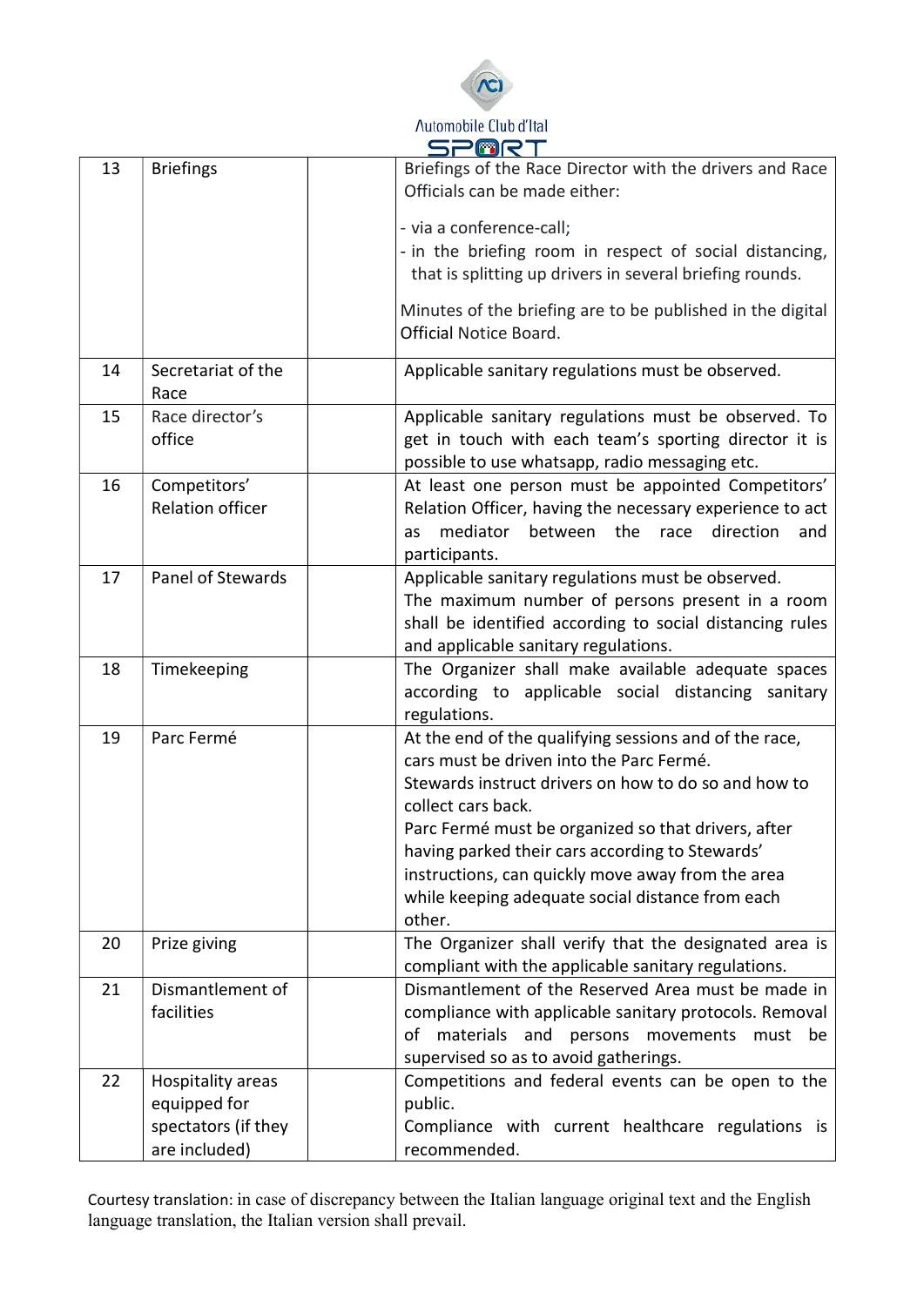| | | | |
|---|---|---|---|
| 13 | Briefings | | Briefings of the Race Director with the drivers and Race Officials can be made either:<br><br>- via a conference-call;<br>- in the briefing room in respect of social distancing, that is splitting up drivers in several briefing rounds.<br><br>Minutes of the briefing are to be published in the digital Official Notice Board. |
| 14 | Secretariat of the Race | | Applicable sanitary regulations must be observed. |
| 15 | Race director's office | | Applicable sanitary regulations must be observed. To get in touch with each team's sporting director it is possible to use whatsapp, radio messaging etc. |
| 16 | Competitors' Relation officer | | At least one person must be appointed Competitors' Relation Officer, having the necessary experience to act as mediator between the race direction and participants. |
| 17 | Panel of Stewards | | Applicable sanitary regulations must be observed.<br>The maximum number of persons present in a room shall be identified according to social distancing rules and applicable sanitary regulations. |
| 18 | Timekeeping | | The Organizer shall make available adequate spaces according to applicable social distancing sanitary regulations. |
| 19 | Parc Fermé | | At the end of the qualifying sessions and of the race, cars must be driven into the Parc Fermé.<br>Stewards instruct drivers on how to do so and how to collect cars back.<br>Parc Fermé must be organized so that drivers, after having parked their cars according to Stewards' instructions, can quickly move away from the area while keeping adequate social distance from each other. |
| 20 | Prize giving | | The Organizer shall verify that the designated area is compliant with the applicable sanitary regulations. |
| 21 | Dismantlement of facilities | | Dismantlement of the Reserved Area must be made in compliance with applicable sanitary protocols. Removal of materials and persons movements must be supervised so as to avoid gatherings. |
| 22 | Hospitality areas equipped for spectators (if they are included) | | Competitions and federal events can be open to the public.<br>Compliance with current healthcare regulations is recommended. |

Courtesy translation: in case of discrepancy between the Italian language original text and the English language translation, the Italian version shall prevail.